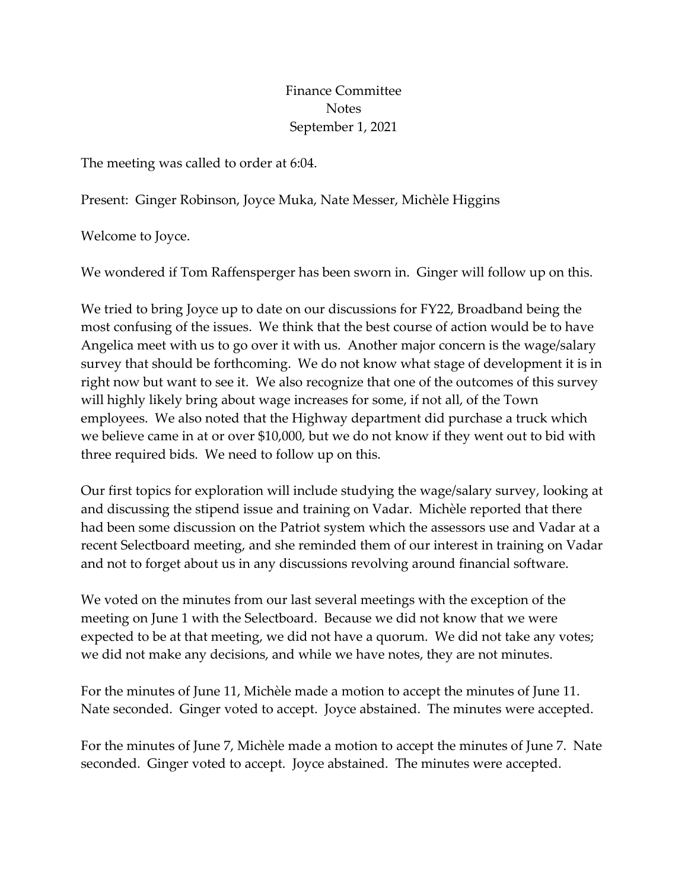# Finance Committee
## Notes
### September 1, 2021

The meeting was called to order at 6:04.

Present: Ginger Robinson, Joyce Muka, Nate Messer, Michèle Higgins

Welcome to Joyce.

We wondered if Tom Raffensperger has been sworn in. Ginger will follow up on this.

We tried to bring Joyce up to date on our discussions for FY22, Broadband being the most confusing of the issues. We think that the best course of action would be to have Angelica meet with us to go over it with us. Another major concern is the wage/salary survey that should be forthcoming. We do not know what stage of development it is in right now but want to see it. We also recognize that one of the outcomes of this survey will highly likely bring about wage increases for some, if not all, of the Town employees. We also noted that the Highway department did purchase a truck which we believe came in at or over $10,000, but we do not know if they went out to bid with three required bids. We need to follow up on this.

Our first topics for exploration will include studying the wage/salary survey, looking at and discussing the stipend issue and training on Vadar. Michèle reported that there had been some discussion on the Patriot system which the assessors use and Vadar at a recent Selectboard meeting, and she reminded them of our interest in training on Vadar and not to forget about us in any discussions revolving around financial software.

We voted on the minutes from our last several meetings with the exception of the meeting on June 1 with the Selectboard. Because we did not know that we were expected to be at that meeting, we did not have a quorum. We did not take any votes; we did not make any decisions, and while we have notes, they are not minutes.

For the minutes of June 11, Michèle made a motion to accept the minutes of June 11. Nate seconded. Ginger voted to accept. Joyce abstained. The minutes were accepted.

For the minutes of June 7, Michèle made a motion to accept the minutes of June 7. Nate seconded. Ginger voted to accept. Joyce abstained. The minutes were accepted.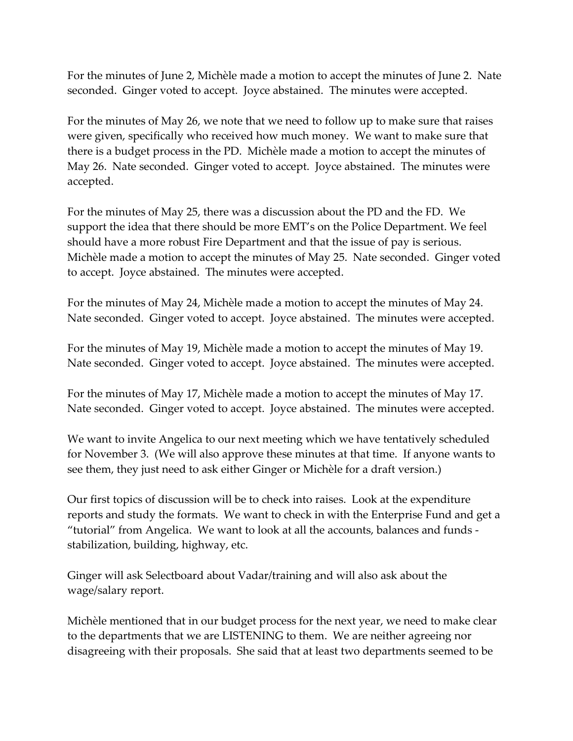For the minutes of June 2, Michèle made a motion to accept the minutes of June 2. Nate seconded. Ginger voted to accept. Joyce abstained. The minutes were accepted.

For the minutes of May 26, we note that we need to follow up to make sure that raises were given, specifically who received how much money. We want to make sure that there is a budget process in the PD. Michèle made a motion to accept the minutes of May 26. Nate seconded. Ginger voted to accept. Joyce abstained. The minutes were accepted.

For the minutes of May 25, there was a discussion about the PD and the FD. We support the idea that there should be more EMT's on the Police Department. We feel should have a more robust Fire Department and that the issue of pay is serious. Michèle made a motion to accept the minutes of May 25. Nate seconded. Ginger voted to accept. Joyce abstained. The minutes were accepted.

For the minutes of May 24, Michèle made a motion to accept the minutes of May 24. Nate seconded. Ginger voted to accept. Joyce abstained. The minutes were accepted.

For the minutes of May 19, Michèle made a motion to accept the minutes of May 19. Nate seconded. Ginger voted to accept. Joyce abstained. The minutes were accepted.

For the minutes of May 17, Michèle made a motion to accept the minutes of May 17. Nate seconded. Ginger voted to accept. Joyce abstained. The minutes were accepted.

We want to invite Angelica to our next meeting which we have tentatively scheduled for November 3. (We will also approve these minutes at that time. If anyone wants to see them, they just need to ask either Ginger or Michèle for a draft version.)

Our first topics of discussion will be to check into raises. Look at the expenditure reports and study the formats. We want to check in with the Enterprise Fund and get a "tutorial" from Angelica. We want to look at all the accounts, balances and funds - stabilization, building, highway, etc.

Ginger will ask Selectboard about Vadar/training and will also ask about the wage/salary report.

Michèle mentioned that in our budget process for the next year, we need to make clear to the departments that we are LISTENING to them. We are neither agreeing nor disagreeing with their proposals. She said that at least two departments seemed to be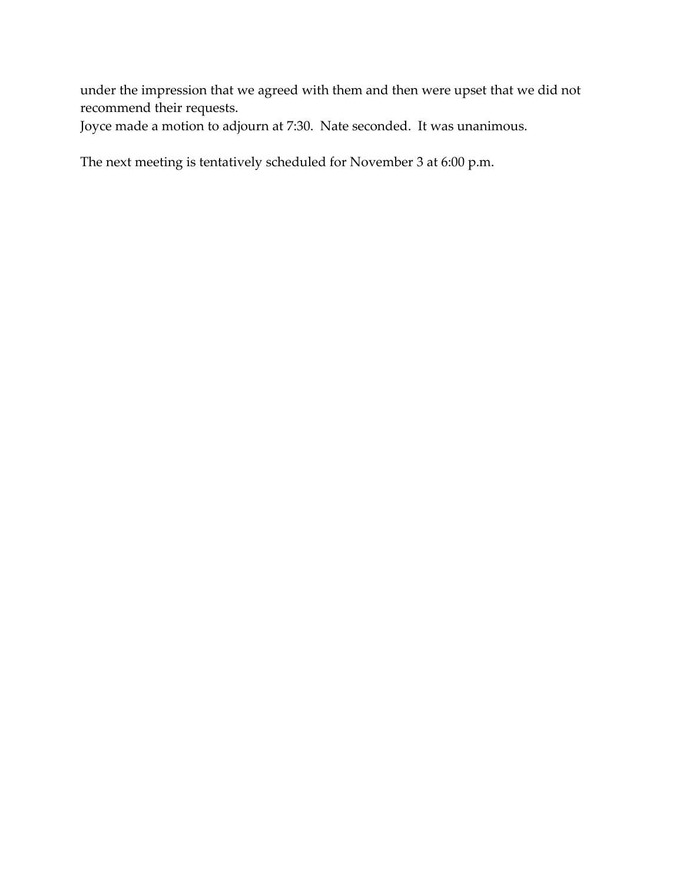under the impression that we agreed with them and then were upset that we did not recommend their requests.
Joyce made a motion to adjourn at 7:30. Nate seconded. It was unanimous.

The next meeting is tentatively scheduled for November 3 at 6:00 p.m.